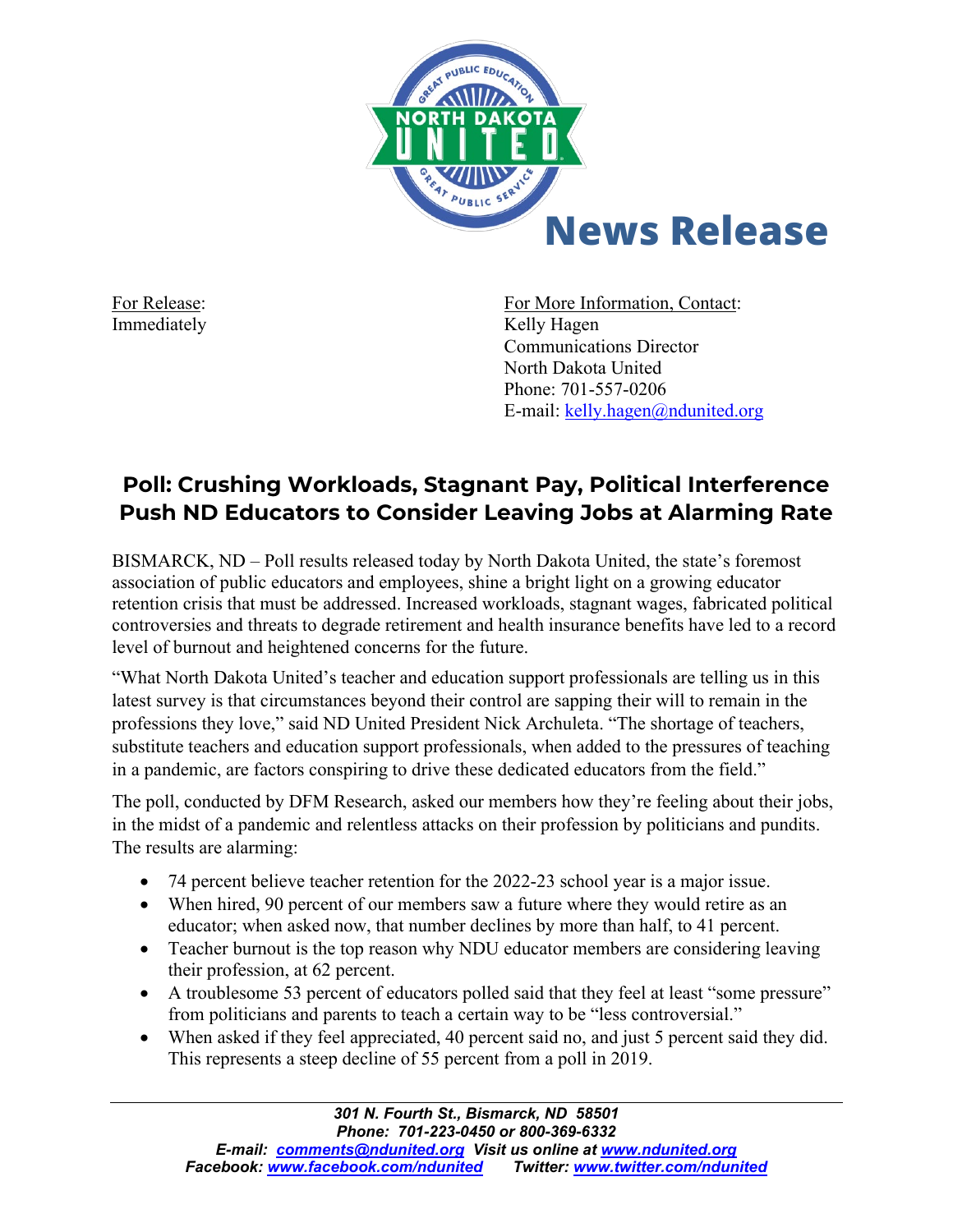# News Release

For Release:
Immediately

For More Information, Contact:
Kelly Hagen
Communications Director
North Dakota United
Phone: 701-557-0206
E-mail: kelly.hagen@ndunited.org

## Poll: Crushing Workloads, Stagnant Pay, Political Interference Push ND Educators to Consider Leaving Jobs at Alarming Rate

BISMARCK, ND – Poll results released today by North Dakota United, the state's foremost association of public educators and employees, shine a bright light on a growing educator retention crisis that must be addressed. Increased workloads, stagnant wages, fabricated political controversies and threats to degrade retirement and health insurance benefits have led to a record level of burnout and heightened concerns for the future.

"What North Dakota United's teacher and education support professionals are telling us in this latest survey is that circumstances beyond their control are sapping their will to remain in the professions they love," said ND United President Nick Archuleta. "The shortage of teachers, substitute teachers and education support professionals, when added to the pressures of teaching in a pandemic, are factors conspiring to drive these dedicated educators from the field."

The poll, conducted by DFM Research, asked our members how they're feeling about their jobs, in the midst of a pandemic and relentless attacks on their profession by politicians and pundits. The results are alarming:

- 74 percent believe teacher retention for the 2022-23 school year is a major issue.
- When hired, 90 percent of our members saw a future where they would retire as an educator; when asked now, that number declines by more than half, to 41 percent.
- Teacher burnout is the top reason why NDU educator members are considering leaving their profession, at 62 percent.
- A troublesome 53 percent of educators polled said that they feel at least "some pressure" from politicians and parents to teach a certain way to be "less controversial."
- When asked if they feel appreciated, 40 percent said no, and just 5 percent said they did. This represents a steep decline of 55 percent from a poll in 2019.

*301 N. Fourth St., Bismarck, ND 58501*
*Phone: 701-223-0450 or 800-369-6332*
*E-mail: comments@ndunited.org Visit us online at www.ndunited.org*
*Facebook: www.facebook.com/ndunited Twitter: www.twitter.com/ndunited*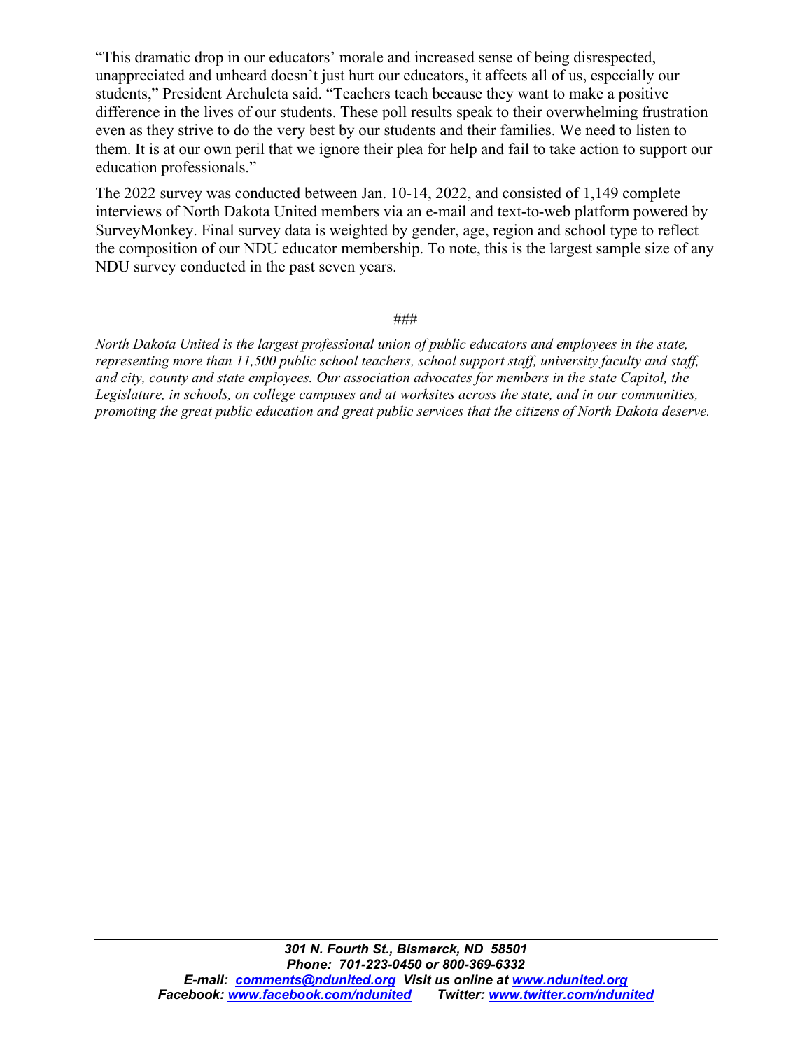"This dramatic drop in our educators' morale and increased sense of being disrespected, unappreciated and unheard doesn't just hurt our educators, it affects all of us, especially our students," President Archuleta said. "Teachers teach because they want to make a positive difference in the lives of our students. These poll results speak to their overwhelming frustration even as they strive to do the very best by our students and their families. We need to listen to them. It is at our own peril that we ignore their plea for help and fail to take action to support our education professionals."

The 2022 survey was conducted between Jan. 10-14, 2022, and consisted of 1,149 complete interviews of North Dakota United members via an e-mail and text-to-web platform powered by SurveyMonkey. Final survey data is weighted by gender, age, region and school type to reflect the composition of our NDU educator membership. To note, this is the largest sample size of any NDU survey conducted in the past seven years.

###

*North Dakota United is the largest professional union of public educators and employees in the state, representing more than 11,500 public school teachers, school support staff, university faculty and staff, and city, county and state employees. Our association advocates for members in the state Capitol, the Legislature, in schools, on college campuses and at worksites across the state, and in our communities, promoting the great public education and great public services that the citizens of North Dakota deserve.*

***301 N. Fourth St., Bismarck, ND 58501***
***Phone: 701-223-0450 or 800-369-6332***
***E-mail: comments@ndunited.org Visit us online at www.ndunited.org***
***Facebook: www.facebook.com/ndunited Twitter: www.twitter.com/ndunited***